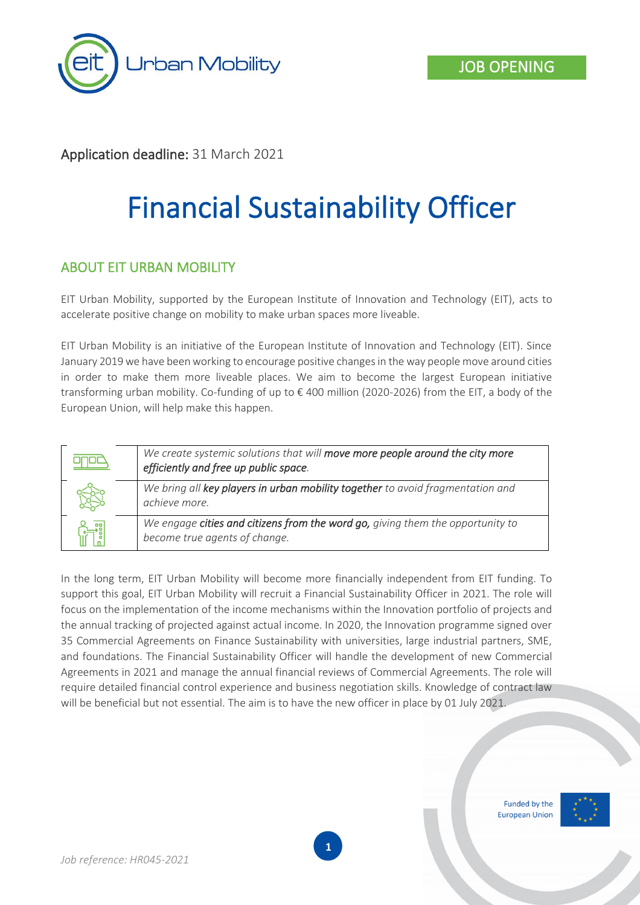JOB OPENING

**Application deadline:** 31 March 2021

# Financial Sustainability Officer

## ABOUT EIT URBAN MOBILITY

EIT Urban Mobility, supported by the European Institute of Innovation and Technology (EIT), acts to accelerate positive change on mobility to make urban spaces more liveable.

EIT Urban Mobility is an initiative of the European Institute of Innovation and Technology (EIT). Since January 2019 we have been working to encourage positive changes in the way people move around cities in order to make them more liveable places. We aim to become the largest European initiative transforming urban mobility. Co-funding of up to € 400 million (2020-2026) from the EIT, a body of the European Union, will help make this happen.

| | |
|---|---|
| | *We create systemic solutions that will* ***move more people around the city more efficiently and free up public space****.* |
| | *We bring all* ***key players in urban mobility together*** *to avoid fragmentation and achieve more.* |
| | *We engage* ***cities and citizens from the word go,*** *giving them the opportunity to become true agents of change.* |

In the long term, EIT Urban Mobility will become more financially independent from EIT funding. To support this goal, EIT Urban Mobility will recruit a Financial Sustainability Officer in 2021. The role will focus on the implementation of the income mechanisms within the Innovation portfolio of projects and the annual tracking of projected against actual income. In 2020, the Innovation programme signed over 35 Commercial Agreements on Finance Sustainability with universities, large industrial partners, SME, and foundations. The Financial Sustainability Officer will handle the development of new Commercial Agreements in 2021 and manage the annual financial reviews of Commercial Agreements. The role will require detailed financial control experience and business negotiation skills. Knowledge of contract law will be beneficial but not essential. The aim is to have the new officer in place by 01 July 2021.

Funded by the European Union

*Job reference: HR045-2021*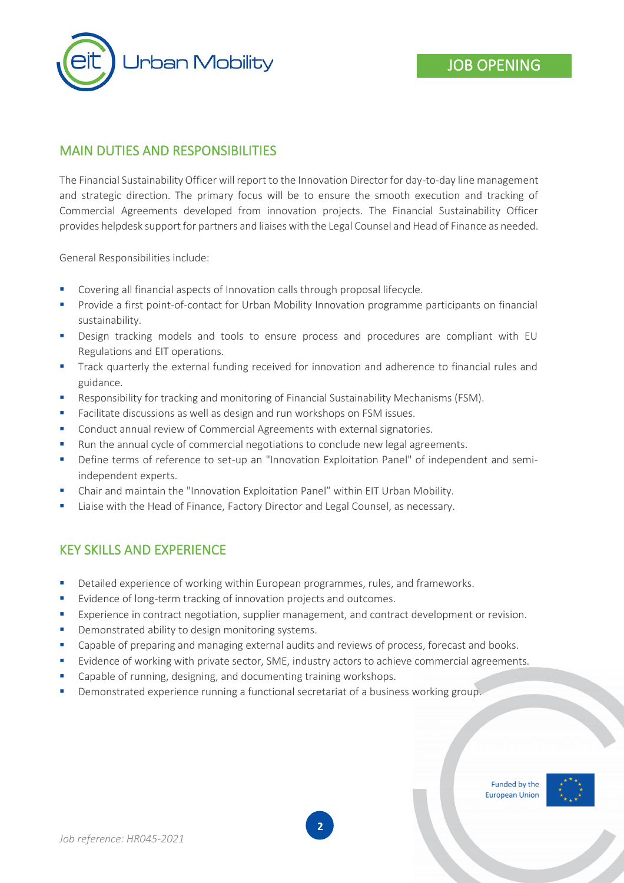## MAIN DUTIES AND RESPONSIBILITIES

The Financial Sustainability Officer will report to the Innovation Director for day-to-day line management and strategic direction. The primary focus will be to ensure the smooth execution and tracking of Commercial Agreements developed from innovation projects. The Financial Sustainability Officer provides helpdesk support for partners and liaises with the Legal Counsel and Head of Finance as needed.

General Responsibilities include:

- Covering all financial aspects of Innovation calls through proposal lifecycle.
- Provide a first point-of-contact for Urban Mobility Innovation programme participants on financial sustainability.
- Design tracking models and tools to ensure process and procedures are compliant with EU Regulations and EIT operations.
- Track quarterly the external funding received for innovation and adherence to financial rules and guidance.
- Responsibility for tracking and monitoring of Financial Sustainability Mechanisms (FSM).
- Facilitate discussions as well as design and run workshops on FSM issues.
- Conduct annual review of Commercial Agreements with external signatories.
- Run the annual cycle of commercial negotiations to conclude new legal agreements.
- Define terms of reference to set-up an "Innovation Exploitation Panel" of independent and semi-independent experts.
- Chair and maintain the "Innovation Exploitation Panel" within EIT Urban Mobility.
- Liaise with the Head of Finance, Factory Director and Legal Counsel, as necessary.

## KEY SKILLS AND EXPERIENCE

- Detailed experience of working within European programmes, rules, and frameworks.
- Evidence of long-term tracking of innovation projects and outcomes.
- Experience in contract negotiation, supplier management, and contract development or revision.
- Demonstrated ability to design monitoring systems.
- Capable of preparing and managing external audits and reviews of process, forecast and books.
- Evidence of working with private sector, SME, industry actors to achieve commercial agreements.
- Capable of running, designing, and documenting training workshops.
- Demonstrated experience running a functional secretariat of a business working group.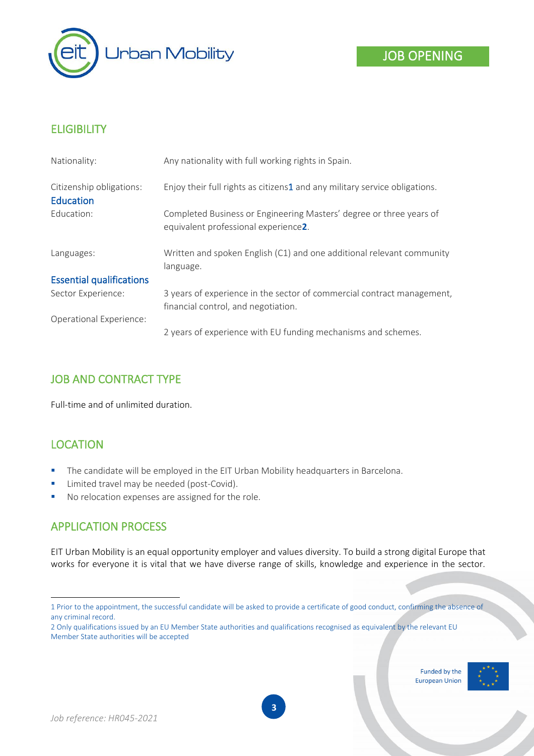## ELIGIBILITY

| | |
|---|---|
| Nationality: | Any nationality with full working rights in Spain. |
| Citizenship obligations: | Enjoy their full rights as citizens[1] and any military service obligations. |
| **Education** | |
| Education: | Completed Business or Engineering Masters' degree or three years of equivalent professional experience[2]. |
| Languages: | Written and spoken English (C1) and one additional relevant community language. |
| **Essential qualifications** | |
| Sector Experience: | 3 years of experience in the sector of commercial contract management, financial control, and negotiation. |
| Operational Experience: | 2 years of experience with EU funding mechanisms and schemes. |

## JOB AND CONTRACT TYPE

Full-time and of unlimited duration.

## LOCATION

- The candidate will be employed in the EIT Urban Mobility headquarters in Barcelona.
- Limited travel may be needed (post-Covid).
- No relocation expenses are assigned for the role.

## APPLICATION PROCESS

EIT Urban Mobility is an equal opportunity employer and values diversity. To build a strong digital Europe that works for everyone it is vital that we have diverse range of skills, knowledge and experience in the sector.

---

1 Prior to the appointment, the successful candidate will be asked to provide a certificate of good conduct, confirming the absence of any criminal record.

2 Only qualifications issued by an EU Member State authorities and qualifications recognised as equivalent by the relevant EU Member State authorities will be accepted

Funded by the European Union

*Job reference: HR045-2021*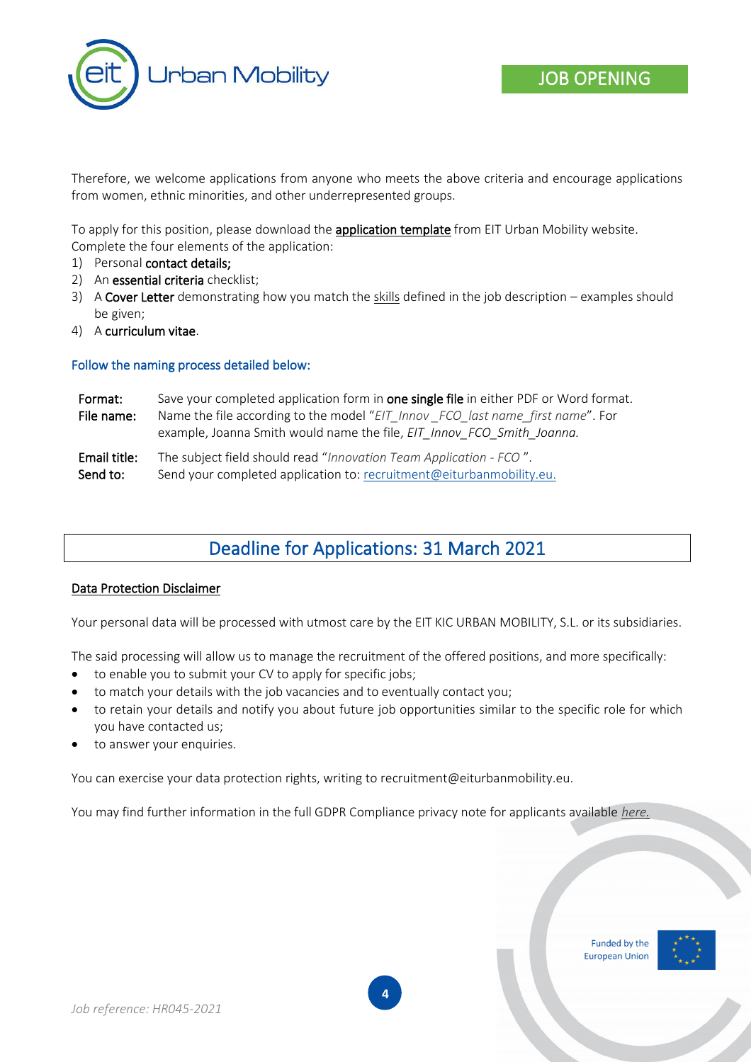Therefore, we welcome applications from anyone who meets the above criteria and encourage applications from women, ethnic minorities, and other underrepresented groups.

To apply for this position, please download the **application template** from EIT Urban Mobility website. Complete the four elements of the application:

1) Personal **contact details;**
2) An **essential criteria** checklist;
3) A **Cover Letter** demonstrating how you match the skills defined in the job description – examples should be given;
4) A **curriculum vitae**.

**Follow the naming process detailed below:**

| | |
|---|---|
| **Format:** | Save your completed application form in **one single file** in either PDF or Word format. |
| **File name:** | Name the file according to the model "*EIT_Innov _FCO_last name_first name*". For example, Joanna Smith would name the file, *EIT_Innov_FCO_Smith_Joanna.* |
| **Email title:** | The subject field should read "*Innovation Team Application - FCO* ". |
| **Send to:** | Send your completed application to: recruitment@eiturbanmobility.eu. |

## Deadline for Applications: 31 March 2021

**Data Protection Disclaimer**

Your personal data will be processed with utmost care by the EIT KIC URBAN MOBILITY, S.L. or its subsidiaries.

The said processing will allow us to manage the recruitment of the offered positions, and more specifically:

- to enable you to submit your CV to apply for specific jobs;
- to match your details with the job vacancies and to eventually contact you;
- to retain your details and notify you about future job opportunities similar to the specific role for which you have contacted us;
- to answer your enquiries.

You can exercise your data protection rights, writing to recruitment@eiturbanmobility.eu.

You may find further information in the full GDPR Compliance privacy note for applicants available *here.*

Funded by the European Union

*Job reference: HR045-2021*